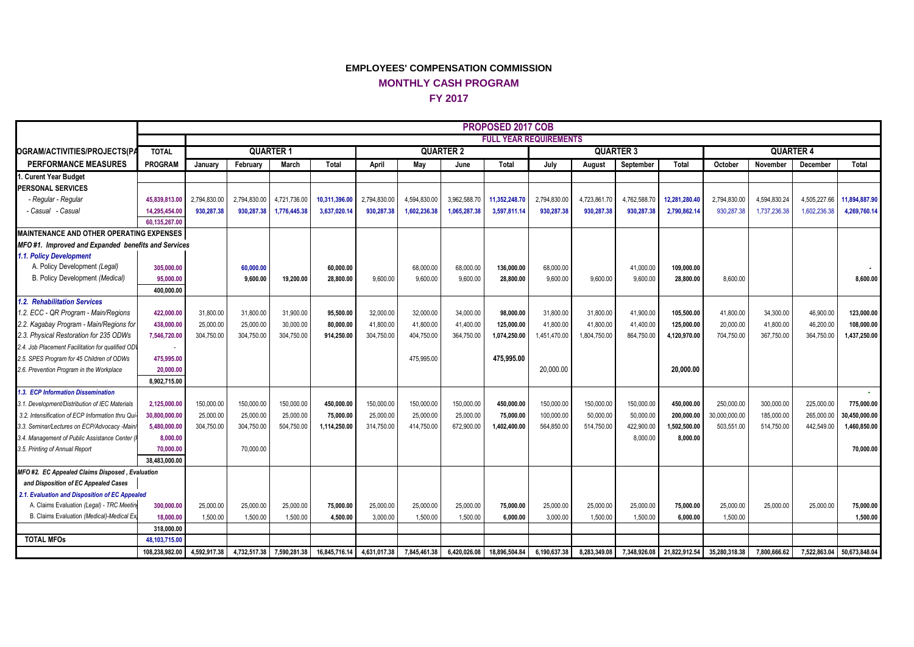# EMPLOYEES' COMPENSATION COMMISSION

## MONTHLY CASH PROGRAM

### FY 2017

| | PROPOSED 2017 COB | | | | | | | | | | | | | | | | |
|---|---|---|---|---|---|---|---|---|---|---|---|---|---|---|---|---|---|
| | | FULL YEAR REQUIREMENTS | | | | | | | | | | | | | | | |
| OGRAM/ACTIVITIES/PROJECTS(PA | TOTAL | QUARTER 1 | | | | QUARTER 2 | | | | QUARTER 3 | | | | QUARTER 4 | | | |
| PERFORMANCE MEASURES | PROGRAM | January | February | March | Total | April | May | June | Total | July | August | September | Total | October | November | December | Total |
| 1. Curent Year Budget | | | | | | | | | | | | | | | | | |
| PERSONAL SERVICES | | | | | | | | | | | | | | | | | |
| - Regular - Regular | 45,839,813.00 | 2,794,830.00 | 2,794,830.00 | 4,721,736.00 | 10,311,396.00 | 2,794,830.00 | 4,594,830.00 | 3,962,588.70 | 11,352,248.70 | 2,794,830.00 | 4,723,861.70 | 4,762,588.70 | 12,281,280.40 | 2,794,830.00 | 4,594,830.24 | 4,505,227.66 | 11,894,887.90 |
| - Casual - Casual | 14,295,454.00 | 930,287.38 | 930,287.38 | 1,776,445.38 | 3,637,020.14 | 930,287.38 | 1,602,236.38 | 1,065,287.38 | 3,597,811.14 | 930,287.38 | 930,287.38 | 930,287.38 | 2,790,862.14 | 930,287.38 | 1,737,236.38 | 1,602,236.38 | 4,269,760.14 |
| | 60,135,267.00 | | | | | | | | | | | | | | | | |
| MAINTENANCE AND OTHER OPERATING EXPENSES | | | | | | | | | | | | | | | | | |
| *MFO #1. Improved and Expanded benefits and Services* | | | | | | | | | | | | | | | | | |
| *1.1. Policy Development* | | | | | | | | | | | | | | | | | |
| A. Policy Development *(Legal)* | 305,000.00 | | 60,000.00 | | 60,000.00 | | 68,000.00 | 68,000.00 | 136,000.00 | 68,000.00 | | 41,000.00 | 109,000.00 | | | | - |
| B. Policy Development *(Medical)* | 95,000.00 | | 9,600.00 | 19,200.00 | 28,800.00 | 9,600.00 | 9,600.00 | 9,600.00 | 28,800.00 | 9,600.00 | 9,600.00 | 9,600.00 | 28,800.00 | 8,600.00 | | | 8,600.00 |
| | 400,000.00 | | | | | | | | | | | | | | | | |
| *1.2. Rehabilitation Services* | | | | | | | | | | | | | | | | | |
| 1.2. ECC - QR Program - Main/Regions | 422,000.00 | 31,800.00 | 31,800.00 | 31,900.00 | 95,500.00 | 32,000.00 | 32,000.00 | 34,000.00 | 98,000.00 | 31,800.00 | 31,800.00 | 41,900.00 | 105,500.00 | 41,800.00 | 34,300.00 | 46,900.00 | 123,000.00 |
| 2.2. Kagabay Program - Main/Regions for | 438,000.00 | 25,000.00 | 25,000.00 | 30,000.00 | 80,000.00 | 41,800.00 | 41,800.00 | 41,400.00 | 125,000.00 | 41,800.00 | 41,800.00 | 41,400.00 | 125,000.00 | 20,000.00 | 41,800.00 | 46,200.00 | 108,000.00 |
| 2.3. Physical Restoration for 235 ODWs | 7,546,720.00 | 304,750.00 | 304,750.00 | 304,750.00 | 914,250.00 | 304,750.00 | 404,750.00 | 364,750.00 | 1,074,250.00 | 1,451,470.00 | 1,804,750.00 | 864,750.00 | 4,120,970.00 | 704,750.00 | 367,750.00 | 364,750.00 | 1,437,250.00 |
| 2.4. Job Placement Facilitation for qualified ODV | - | | | | | | | | | | | | | | | | |
| 2.5. SPES Program for 45 Children of ODWs | 475,995.00 | | | | | | 475,995.00 | | 475,995.00 | | | | | | | | |
| 2.6. Prevention Program in the Workplace | 20,000.00 | | | | | | | | | 20,000.00 | | | 20,000.00 | | | | |
| | 8,902,715.00 | | | | | | | | | | | | | | | | |
| *1.3. ECP Information Dissemination* | | | | | | | | | | | | | | | | | - |
| 3.1. Development/Distribution of IEC Materials | 2,125,000.00 | 150,000.00 | 150,000.00 | 150,000.00 | 450,000.00 | 150,000.00 | 150,000.00 | 150,000.00 | 450,000.00 | 150,000.00 | 150,000.00 | 150,000.00 | 450,000.00 | 250,000.00 | 300,000.00 | 225,000.00 | 775,000.00 |
| 3.2. Intensification of ECP Information thru Qui | 30,800,000.00 | 25,000.00 | 25,000.00 | 25,000.00 | 75,000.00 | 25,000.00 | 25,000.00 | 25,000.00 | 75,000.00 | 100,000.00 | 50,000.00 | 50,000.00 | 200,000.00 | 30,000,000.00 | 185,000.00 | 265,000.00 | 30,450,000.00 |
| 3.3. Seminar/Lectures on ECP/Advocacy -Main/ | 5,480,000.00 | 304,750.00 | 304,750.00 | 504,750.00 | 1,114,250.00 | 314,750.00 | 414,750.00 | 672,900.00 | 1,402,400.00 | 564,850.00 | 514,750.00 | 422,900.00 | 1,502,500.00 | 503,551.00 | 514,750.00 | 442,549.00 | 1,460,850.00 |
| 3.4. Management of Public Assistance Center (F | 8,000.00 | | | | | | | | | | | 8,000.00 | 8,000.00 | | | | |
| 3.5. Printing of Annual Report | 70,000.00 | | 70,000.00 | | | | | | | | | | | | | | 70,000.00 |
| | 38,483,000.00 | | | | | | | | | | | | | | | | |
| *MFO #2. EC Appealed Claims Disposed , Evaluation and Disposition of EC Appealed Cases* | | | | | | | | | | | | | | | | | |
| *2.1. Evaluation and Disposition of EC Appealed* | | | | | | | | | | | | | | | | | |
| A. Claims Evaluation *(Legal)* - TRC Meetin | 300,000.00 | 25,000.00 | 25,000.00 | 25,000.00 | 75,000.00 | 25,000.00 | 25,000.00 | 25,000.00 | 75,000.00 | 25,000.00 | 25,000.00 | 25,000.00 | 75,000.00 | 25,000.00 | 25,000.00 | 25,000.00 | 75,000.00 |
| B. Claims Evaluation *(Medical)*-Medical Ex | 18,000.00 | 1,500.00 | 1,500.00 | 1,500.00 | 4,500.00 | 3,000.00 | 1,500.00 | 1,500.00 | 6,000.00 | 3,000.00 | 1,500.00 | 1,500.00 | 6,000.00 | 1,500.00 | | | 1,500.00 |
| | 318,000.00 | | | | | | | | | | | | | | | | |
| TOTAL MFOs | 48,103,715.00 | | | | | | | | | | | | | | | | |
| | 108,238,982.00 | 4,592,917.38 | 4,732,517.38 | 7,590,281.38 | 16,845,716.14 | 4,631,017.38 | 7,845,461.38 | 6,420,026.08 | 18,896,504.84 | 6,190,637.38 | 8,283,349.08 | 7,348,926.08 | 21,822,912.54 | 35,280,318.38 | 7,800,666.62 | 7,522,863.04 | 50,673,848.04 |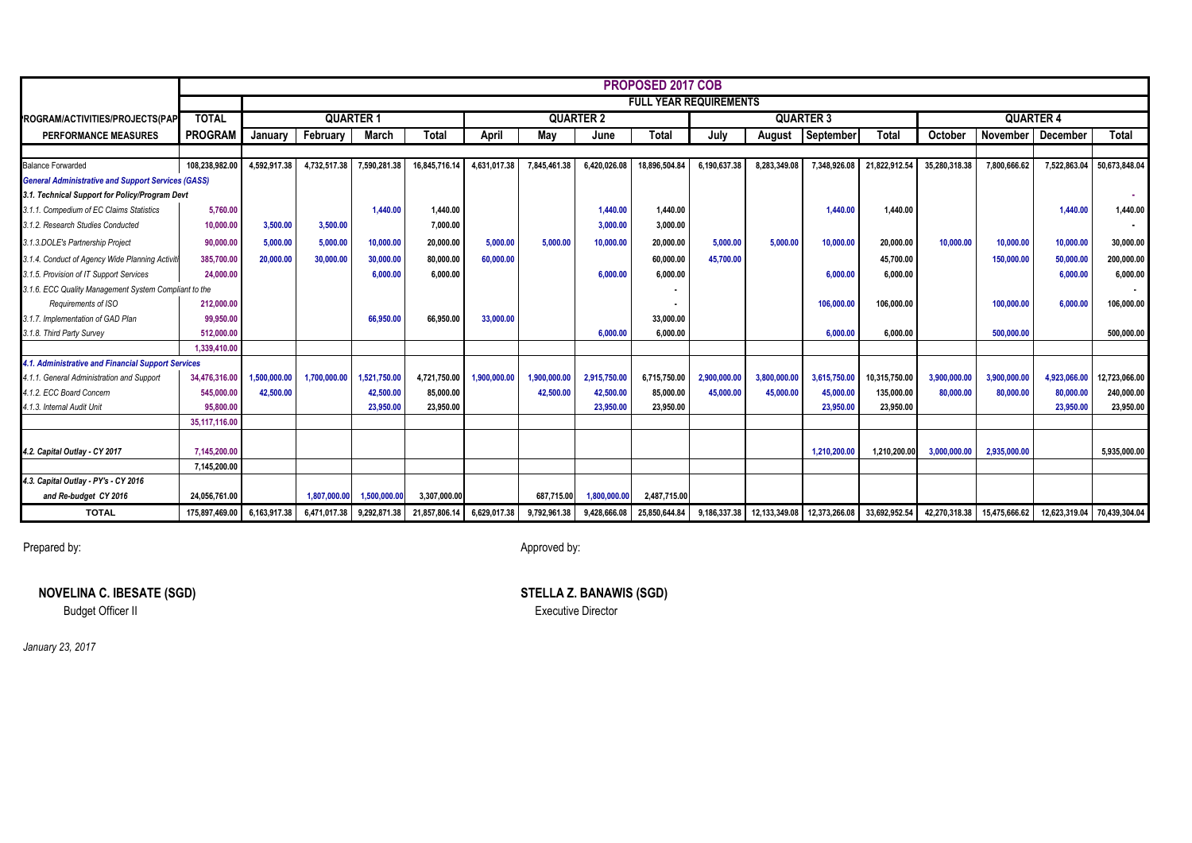| PROGRAM/ACTIVITIES/PROJECTS(PAP) PERFORMANCE MEASURES | TOTAL PROGRAM | PROPOSED 2017 COB FULL YEAR REQUIREMENTS | | | | | | | | | | | | | | | |
|---|---|---|---|---|---|---|---|---|---|---|---|---|---|---|---|---|---|
| | | QUARTER 1 | | | | QUARTER 2 | | | | QUARTER 3 | | | | QUARTER 4 | | | |
| | | January | February | March | Total | April | May | June | Total | July | August | September | Total | October | November | December | Total |
| Balance Forwarded | 108,238,982.00 | 4,592,917.38 | 4,732,517.38 | 7,590,281.38 | 16,845,716.14 | 4,631,017.38 | 7,845,461.38 | 6,420,026.08 | 18,896,504.84 | 6,190,637.38 | 8,283,349.08 | 7,348,926.08 | 21,822,912.54 | 35,280,318.38 | 7,800,666.62 | 7,522,863.04 | 50,673,848.04 |
| ***General Administrative and Support Services (GASS)*** | | | | | | | | | | | | | | | | | |
| ***3.1. Technical Support for Policy/Program Devt*** | | | | | | | | | | | | | | | | | - |
| *3.1.1. Compedium of EC Claims Statistics* | 5,760.00 | | | 1,440.00 | 1,440.00 | | | 1,440.00 | 1,440.00 | | | 1,440.00 | 1,440.00 | | | 1,440.00 | 1,440.00 |
| *3.1.2. Research Studies Conducted* | 10,000.00 | 3,500.00 | 3,500.00 | | 7,000.00 | | | 3,000.00 | 3,000.00 | | | | | | | | - |
| *3.1.3.DOLE's Partnership Project* | 90,000.00 | 5,000.00 | 5,000.00 | 10,000.00 | 20,000.00 | 5,000.00 | 5,000.00 | 10,000.00 | 20,000.00 | 5,000.00 | 5,000.00 | 10,000.00 | 20,000.00 | 10,000.00 | 10,000.00 | 10,000.00 | 30,000.00 |
| *3.1.4. Conduct of Agency Wide Planning Activiti* | 385,700.00 | 20,000.00 | 30,000.00 | 30,000.00 | 80,000.00 | 60,000.00 | | | 60,000.00 | 45,700.00 | | | 45,700.00 | | 150,000.00 | 50,000.00 | 200,000.00 |
| *3.1.5. Provision of IT Support Services* | 24,000.00 | | | 6,000.00 | 6,000.00 | | | 6,000.00 | 6,000.00 | | | 6,000.00 | 6,000.00 | | | 6,000.00 | 6,000.00 |
| *3.1.6. ECC Quality Management System Compliant to the* | | | | | | | | | - | | | | | | | | - |
| *Requirements of ISO* | 212,000.00 | | | | | | | | - | | | 106,000.00 | 106,000.00 | | 100,000.00 | 6,000.00 | 106,000.00 |
| *3.1.7. Implementation of GAD Plan* | 99,950.00 | | | 66,950.00 | 66,950.00 | 33,000.00 | | | 33,000.00 | | | | | | | | |
| *3.1.8. Third Party Survey* | 512,000.00 | | | | | | | 6,000.00 | 6,000.00 | | | 6,000.00 | 6,000.00 | | 500,000.00 | | 500,000.00 |
| | 1,339,410.00 | | | | | | | | | | | | | | | | |
| ***4.1. Administrative and Financial Support Services*** | | | | | | | | | | | | | | | | | |
| *4.1.1. General Administration and Support* | 34,476,316.00 | 1,500,000.00 | 1,700,000.00 | 1,521,750.00 | 4,721,750.00 | 1,900,000.00 | 1,900,000.00 | 2,915,750.00 | 6,715,750.00 | 2,900,000.00 | 3,800,000.00 | 3,615,750.00 | 10,315,750.00 | 3,900,000.00 | 3,900,000.00 | 4,923,066.00 | 12,723,066.00 |
| *4.1.2. ECC Board Concern* | 545,000.00 | 42,500.00 | | 42,500.00 | 85,000.00 | | 42,500.00 | 42,500.00 | 85,000.00 | 45,000.00 | 45,000.00 | 45,000.00 | 135,000.00 | 80,000.00 | 80,000.00 | 80,000.00 | 240,000.00 |
| *4.1.3. Internal Audit Unit* | 95,800.00 | | | 23,950.00 | 23,950.00 | | | 23,950.00 | 23,950.00 | | | 23,950.00 | 23,950.00 | | | 23,950.00 | 23,950.00 |
| | 35,117,116.00 | | | | | | | | | | | | | | | | |
| ***4.2. Capital Outlay - CY 2017*** | 7,145,200.00 | | | | | | | | | | | 1,210,200.00 | 1,210,200.00 | 3,000,000.00 | 2,935,000.00 | | 5,935,000.00 |
| | 7,145,200.00 | | | | | | | | | | | | | | | | |
| ***4.3. Capital Outlay - PY's - CY 2016*** | | | | | | | | | | | | | | | | | |
| ***and Re-budget CY 2016*** | 24,056,761.00 | | 1,807,000.00 | 1,500,000.00 | 3,307,000.00 | | 687,715.00 | 1,800,000.00 | 2,487,715.00 | | | | | | | | |
| **TOTAL** | 175,897,469.00 | 6,163,917.38 | 6,471,017.38 | 9,292,871.38 | 21,857,806.14 | 6,629,017.38 | 9,792,961.38 | 9,428,666.08 | 25,850,644.84 | 9,186,337.38 | 12,133,349.08 | 12,373,266.08 | 33,692,952.54 | 42,270,318.38 | 15,475,666.62 | 12,623,319.04 | 70,439,304.04 |

Prepared by:

**NOVELINA C. IBESATE (SGD)**
Budget Officer II

Approved by:

**STELLA Z. BANAWIS (SGD)**
Executive Director

*January 23, 2017*